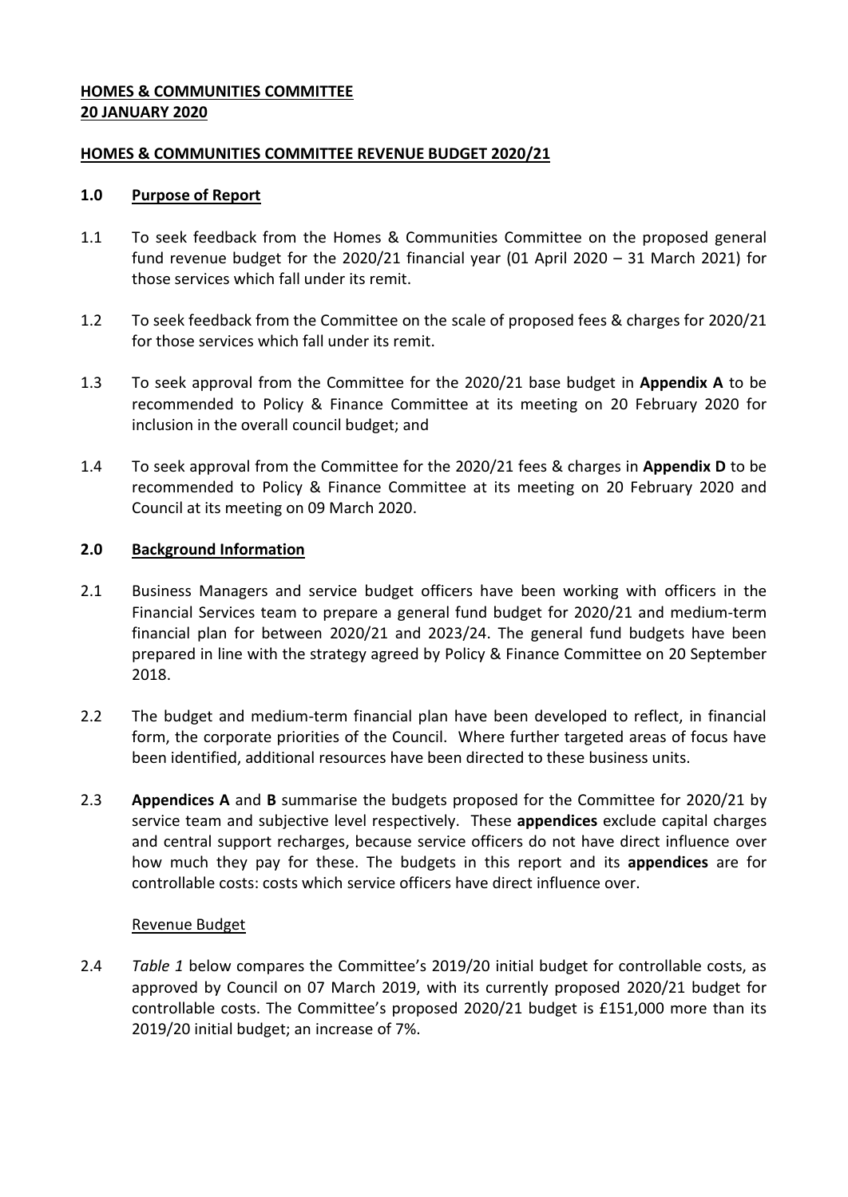**HOMES & COMMUNITIES COMMITTEE**
**20 JANUARY 2020**

**HOMES & COMMUNITIES COMMITTEE REVENUE BUDGET 2020/21**

## 1.0 Purpose of Report

1.1 To seek feedback from the Homes & Communities Committee on the proposed general fund revenue budget for the 2020/21 financial year (01 April 2020 – 31 March 2021) for those services which fall under its remit.

1.2 To seek feedback from the Committee on the scale of proposed fees & charges for 2020/21 for those services which fall under its remit.

1.3 To seek approval from the Committee for the 2020/21 base budget in **Appendix A** to be recommended to Policy & Finance Committee at its meeting on 20 February 2020 for inclusion in the overall council budget; and

1.4 To seek approval from the Committee for the 2020/21 fees & charges in **Appendix D** to be recommended to Policy & Finance Committee at its meeting on 20 February 2020 and Council at its meeting on 09 March 2020.

## 2.0 Background Information

2.1 Business Managers and service budget officers have been working with officers in the Financial Services team to prepare a general fund budget for 2020/21 and medium-term financial plan for between 2020/21 and 2023/24. The general fund budgets have been prepared in line with the strategy agreed by Policy & Finance Committee on 20 September 2018.

2.2 The budget and medium-term financial plan have been developed to reflect, in financial form, the corporate priorities of the Council. Where further targeted areas of focus have been identified, additional resources have been directed to these business units.

2.3 **Appendices A** and **B** summarise the budgets proposed for the Committee for 2020/21 by service team and subjective level respectively. These **appendices** exclude capital charges and central support recharges, because service officers do not have direct influence over how much they pay for these. The budgets in this report and its **appendices** are for controllable costs: costs which service officers have direct influence over.

### Revenue Budget

2.4 *Table 1* below compares the Committee's 2019/20 initial budget for controllable costs, as approved by Council on 07 March 2019, with its currently proposed 2020/21 budget for controllable costs. The Committee's proposed 2020/21 budget is £151,000 more than its 2019/20 initial budget; an increase of 7%.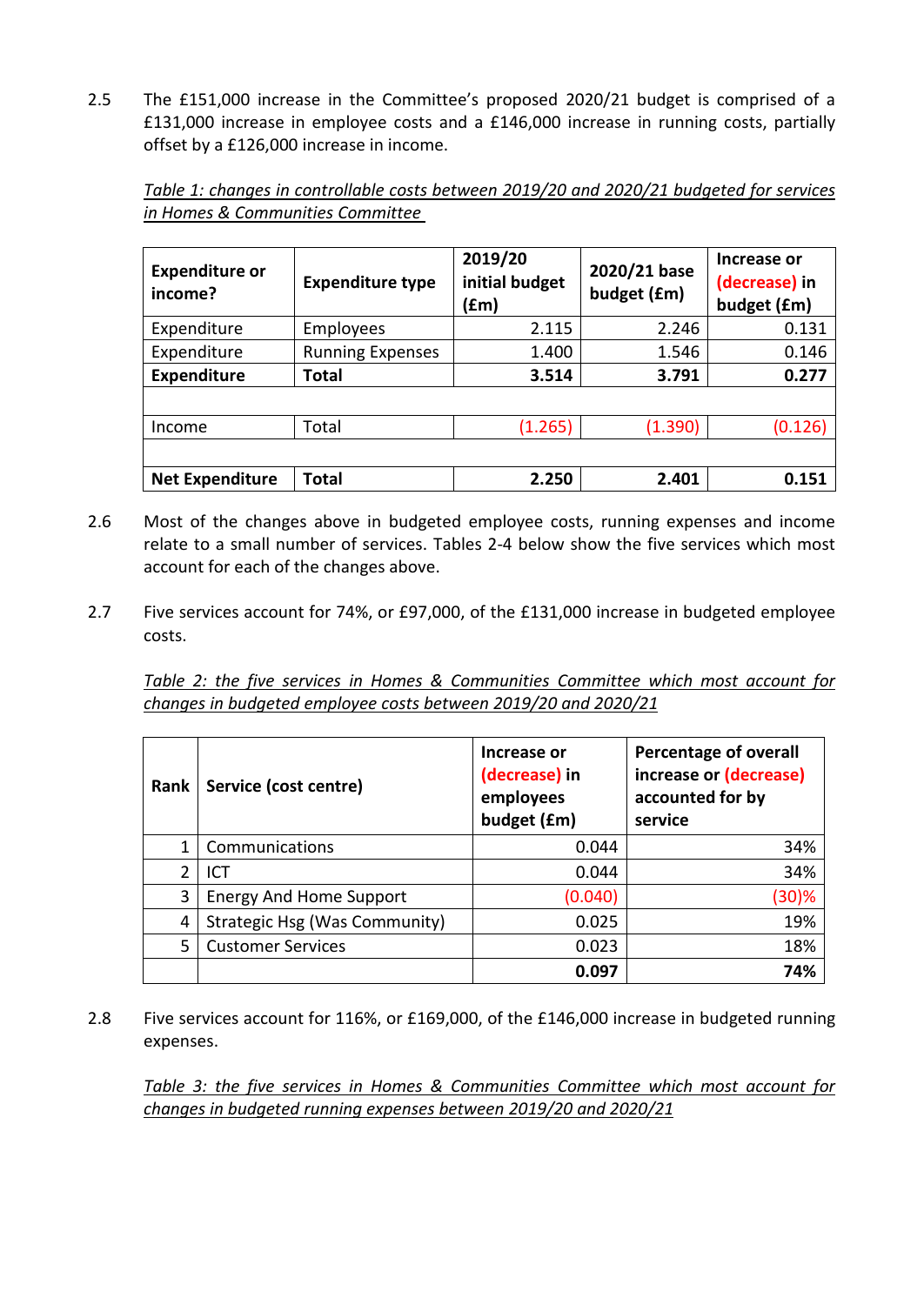2.5 The £151,000 increase in the Committee's proposed 2020/21 budget is comprised of a £131,000 increase in employee costs and a £146,000 increase in running costs, partially offset by a £126,000 increase in income.

*Table 1: changes in controllable costs between 2019/20 and 2020/21 budgeted for services in Homes & Communities Committee*

| Expenditure or income? | Expenditure type | 2019/20 initial budget (£m) | 2020/21 base budget (£m) | Increase or (decrease) in budget (£m) |
|---|---|---|---|---|
| Expenditure | Employees | 2.115 | 2.246 | 0.131 |
| Expenditure | Running Expenses | 1.400 | 1.546 | 0.146 |
| **Expenditure** | **Total** | **3.514** | **3.791** | **0.277** |
| | | | | |
| Income | Total | (1.265) | (1.390) | (0.126) |
| | | | | |
| **Net Expenditure** | **Total** | **2.250** | **2.401** | **0.151** |

2.6 Most of the changes above in budgeted employee costs, running expenses and income relate to a small number of services. Tables 2-4 below show the five services which most account for each of the changes above.

2.7 Five services account for 74%, or £97,000, of the £131,000 increase in budgeted employee costs.

*Table 2: the five services in Homes & Communities Committee which most account for changes in budgeted employee costs between 2019/20 and 2020/21*

| Rank | Service (cost centre) | Increase or (decrease) in employees budget (£m) | Percentage of overall increase or (decrease) accounted for by service |
|---|---|---|---|
| 1 | Communications | 0.044 | 34% |
| 2 | ICT | 0.044 | 34% |
| 3 | Energy And Home Support | (0.040) | (30)% |
| 4 | Strategic Hsg (Was Community) | 0.025 | 19% |
| 5 | Customer Services | 0.023 | 18% |
| | | **0.097** | **74%** |

2.8 Five services account for 116%, or £169,000, of the £146,000 increase in budgeted running expenses.

*Table 3: the five services in Homes & Communities Committee which most account for changes in budgeted running expenses between 2019/20 and 2020/21*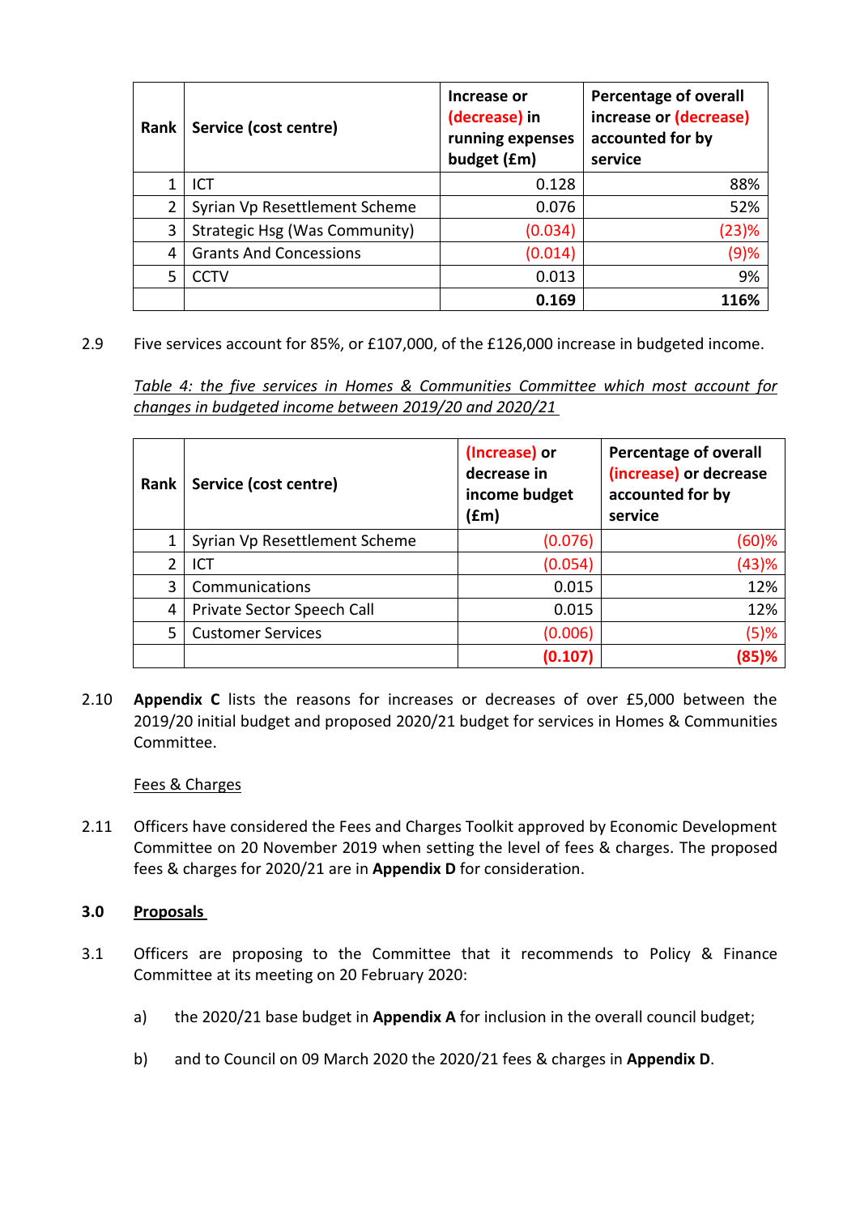| Rank | Service (cost centre) | Increase or (decrease) in running expenses budget (£m) | Percentage of overall increase or (decrease) accounted for by service |
|---|---|---|---|
| 1 | ICT | 0.128 | 88% |
| 2 | Syrian Vp Resettlement Scheme | 0.076 | 52% |
| 3 | Strategic Hsg (Was Community) | (0.034) | (23)% |
| 4 | Grants And Concessions | (0.014) | (9)% |
| 5 | CCTV | 0.013 | 9% |
| | | **0.169** | **116%** |

2.9 Five services account for 85%, or £107,000, of the £126,000 increase in budgeted income.

*Table 4: the five services in Homes & Communities Committee which most account for changes in budgeted income between 2019/20 and 2020/21*

| Rank | Service (cost centre) | (Increase) or decrease in income budget (£m) | Percentage of overall (increase) or decrease accounted for by service |
|---|---|---|---|
| 1 | Syrian Vp Resettlement Scheme | (0.076) | (60)% |
| 2 | ICT | (0.054) | (43)% |
| 3 | Communications | 0.015 | 12% |
| 4 | Private Sector Speech Call | 0.015 | 12% |
| 5 | Customer Services | (0.006) | (5)% |
| | | **(0.107)** | **(85)%** |

2.10 **Appendix C** lists the reasons for increases or decreases of over £5,000 between the 2019/20 initial budget and proposed 2020/21 budget for services in Homes & Communities Committee.

Fees & Charges

2.11 Officers have considered the Fees and Charges Toolkit approved by Economic Development Committee on 20 November 2019 when setting the level of fees & charges. The proposed fees & charges for 2020/21 are in **Appendix D** for consideration.

## 3.0 Proposals

3.1 Officers are proposing to the Committee that it recommends to Policy & Finance Committee at its meeting on 20 February 2020:

a) the 2020/21 base budget in **Appendix A** for inclusion in the overall council budget;

b) and to Council on 09 March 2020 the 2020/21 fees & charges in **Appendix D**.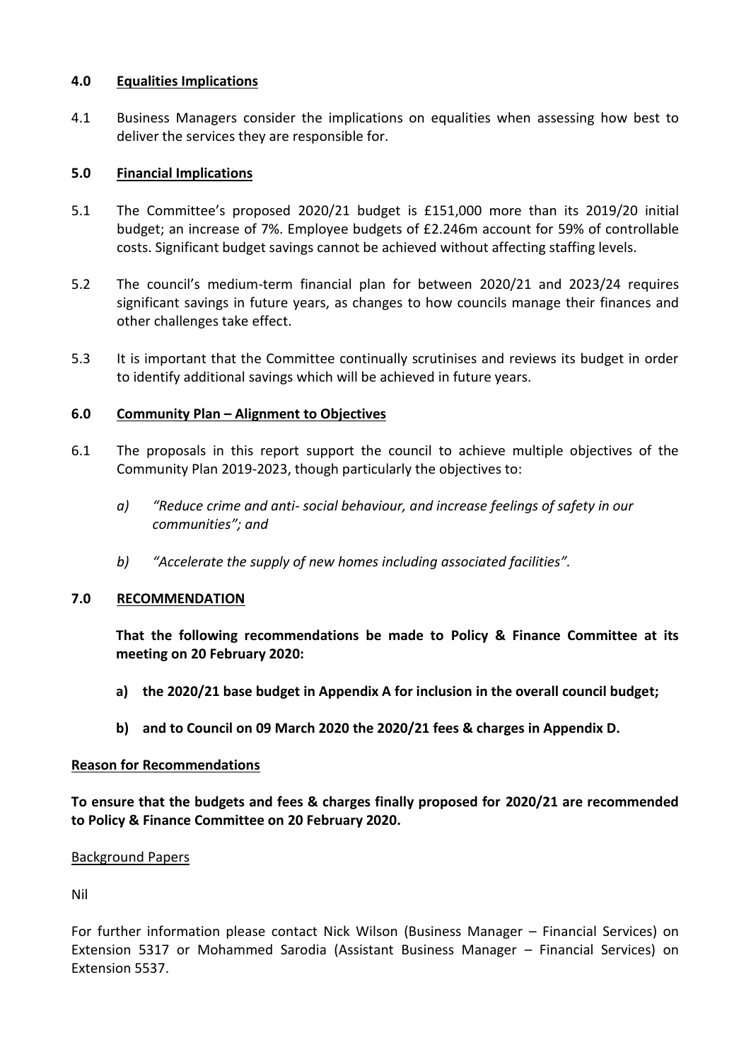## 4.0 Equalities Implications

4.1 Business Managers consider the implications on equalities when assessing how best to deliver the services they are responsible for.

## 5.0 Financial Implications

5.1 The Committee's proposed 2020/21 budget is £151,000 more than its 2019/20 initial budget; an increase of 7%. Employee budgets of £2.246m account for 59% of controllable costs. Significant budget savings cannot be achieved without affecting staffing levels.

5.2 The council's medium-term financial plan for between 2020/21 and 2023/24 requires significant savings in future years, as changes to how councils manage their finances and other challenges take effect.

5.3 It is important that the Committee continually scrutinises and reviews its budget in order to identify additional savings which will be achieved in future years.

## 6.0 Community Plan – Alignment to Objectives

6.1 The proposals in this report support the council to achieve multiple objectives of the Community Plan 2019-2023, though particularly the objectives to:

*a) "Reduce crime and anti- social behaviour, and increase feelings of safety in our communities"; and*

*b) "Accelerate the supply of new homes including associated facilities".*

## 7.0 RECOMMENDATION

**That the following recommendations be made to Policy & Finance Committee at its meeting on 20 February 2020:**

**a) the 2020/21 base budget in Appendix A for inclusion in the overall council budget;**

**b) and to Council on 09 March 2020 the 2020/21 fees & charges in Appendix D.**

**Reason for Recommendations**

**To ensure that the budgets and fees & charges finally proposed for 2020/21 are recommended to Policy & Finance Committee on 20 February 2020.**

Background Papers

Nil

For further information please contact Nick Wilson (Business Manager – Financial Services) on Extension 5317 or Mohammed Sarodia (Assistant Business Manager – Financial Services) on Extension 5537.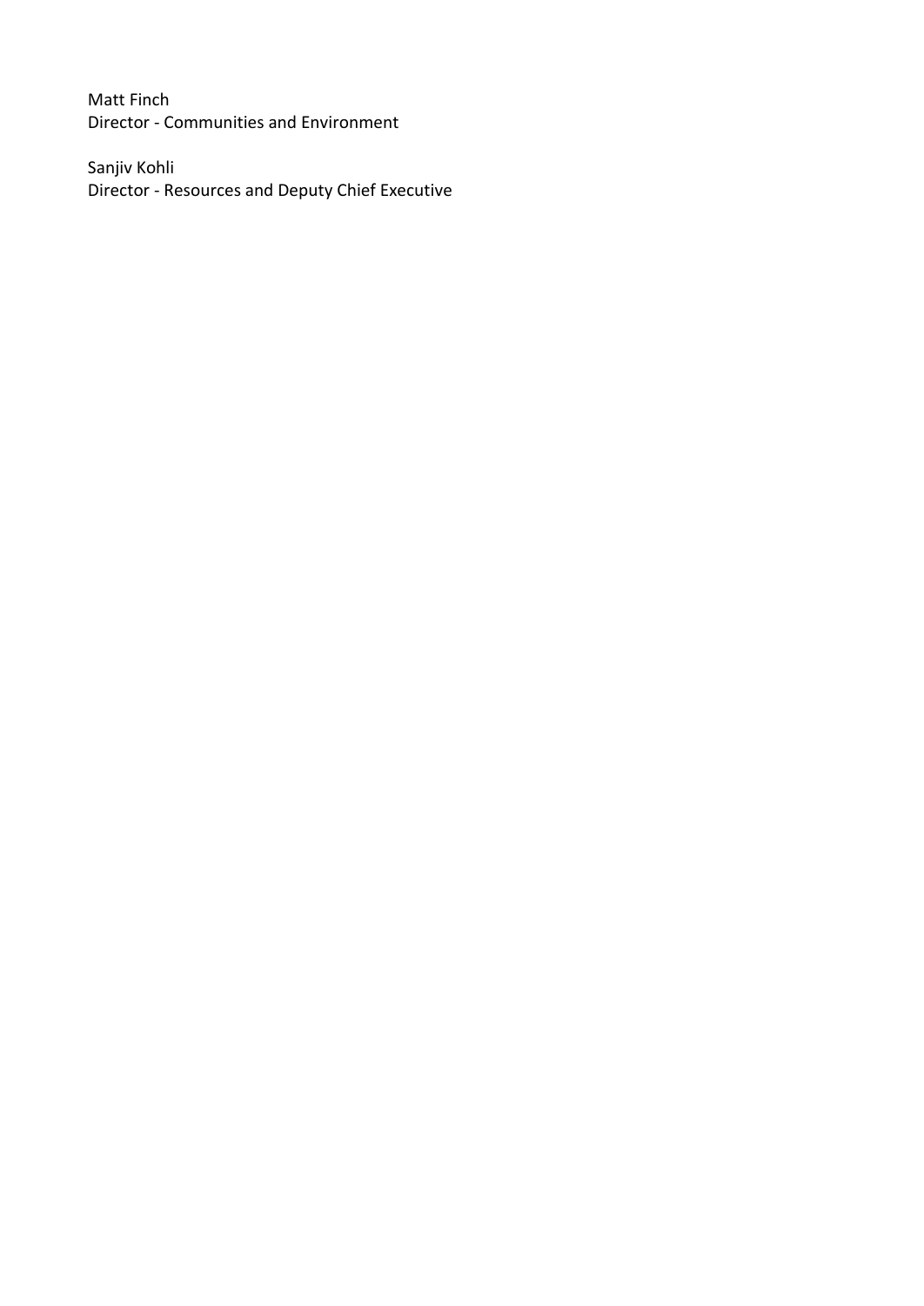Matt Finch
Director - Communities and Environment

Sanjiv Kohli
Director - Resources and Deputy Chief Executive